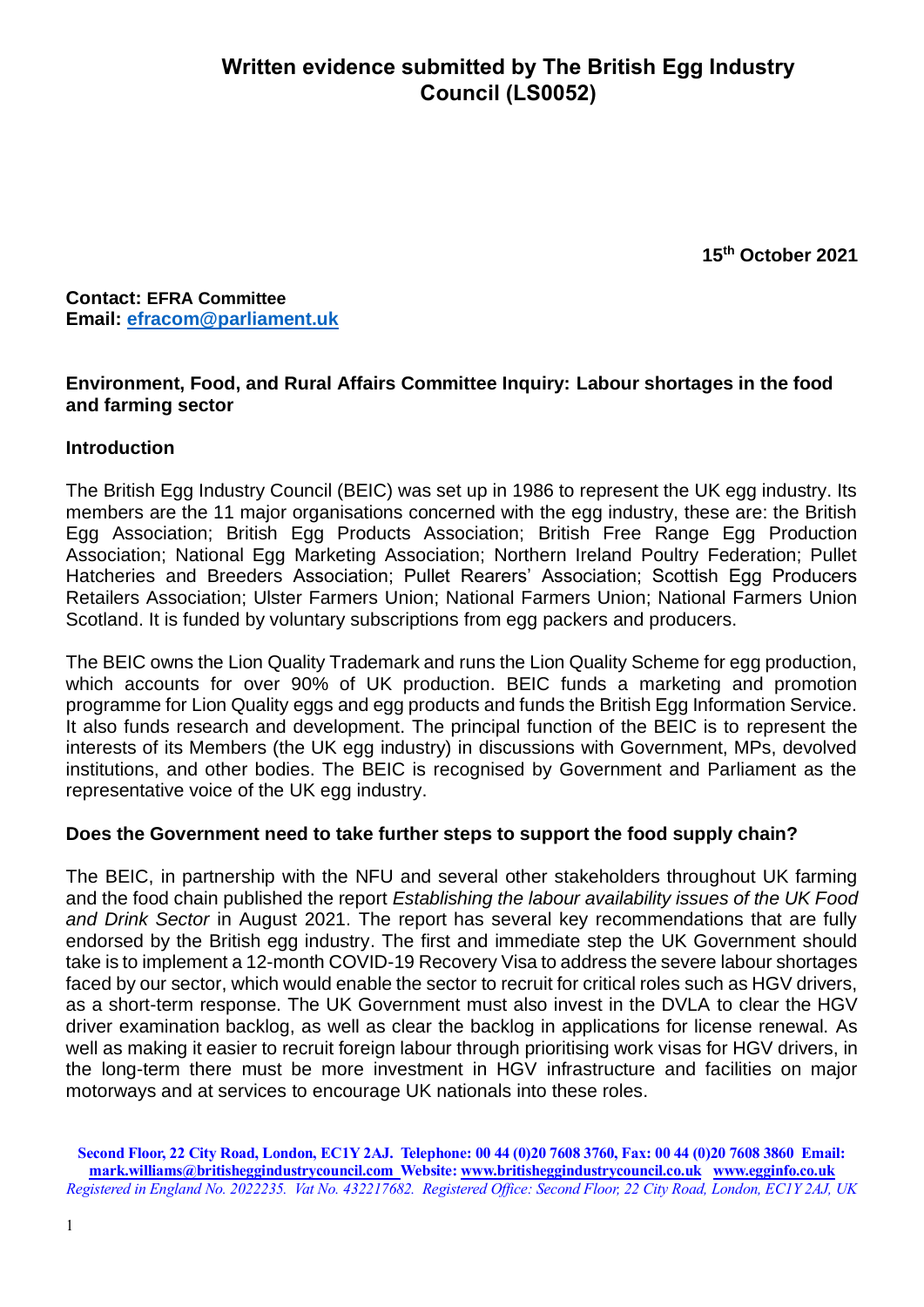# Written evidence submitted by The British Egg Industry Council (LS0052)

**15th October 2021**

**Contact: EFRA Committee**
**Email: efracom@parliament.uk**

**Environment, Food, and Rural Affairs Committee Inquiry: Labour shortages in the food and farming sector**

**Introduction**

The British Egg Industry Council (BEIC) was set up in 1986 to represent the UK egg industry. Its members are the 11 major organisations concerned with the egg industry, these are: the British Egg Association; British Egg Products Association; British Free Range Egg Production Association; National Egg Marketing Association; Northern Ireland Poultry Federation; Pullet Hatcheries and Breeders Association; Pullet Rearers' Association; Scottish Egg Producers Retailers Association; Ulster Farmers Union; National Farmers Union; National Farmers Union Scotland. It is funded by voluntary subscriptions from egg packers and producers.

The BEIC owns the Lion Quality Trademark and runs the Lion Quality Scheme for egg production, which accounts for over 90% of UK production. BEIC funds a marketing and promotion programme for Lion Quality eggs and egg products and funds the British Egg Information Service. It also funds research and development. The principal function of the BEIC is to represent the interests of its Members (the UK egg industry) in discussions with Government, MPs, devolved institutions, and other bodies. The BEIC is recognised by Government and Parliament as the representative voice of the UK egg industry.

**Does the Government need to take further steps to support the food supply chain?**

The BEIC, in partnership with the NFU and several other stakeholders throughout UK farming and the food chain published the report *Establishing the labour availability issues of the UK Food and Drink Sector* in August 2021. The report has several key recommendations that are fully endorsed by the British egg industry. The first and immediate step the UK Government should take is to implement a 12-month COVID-19 Recovery Visa to address the severe labour shortages faced by our sector, which would enable the sector to recruit for critical roles such as HGV drivers, as a short-term response. The UK Government must also invest in the DVLA to clear the HGV driver examination backlog, as well as clear the backlog in applications for license renewal. As well as making it easier to recruit foreign labour through prioritising work visas for HGV drivers, in the long-term there must be more investment in HGV infrastructure and facilities on major motorways and at services to encourage UK nationals into these roles.

**Second Floor, 22 City Road, London, EC1Y 2AJ. Telephone: 00 44 (0)20 7608 3760, Fax: 00 44 (0)20 7608 3860 Email: mark.williams@britisheggindustrycouncil.com Website: www.britisheggindustrycouncil.co.uk www.egginfo.co.uk**
*Registered in England No. 2022235. Vat No. 432217682. Registered Office: Second Floor, 22 City Road, London, EC1Y 2AJ, UK*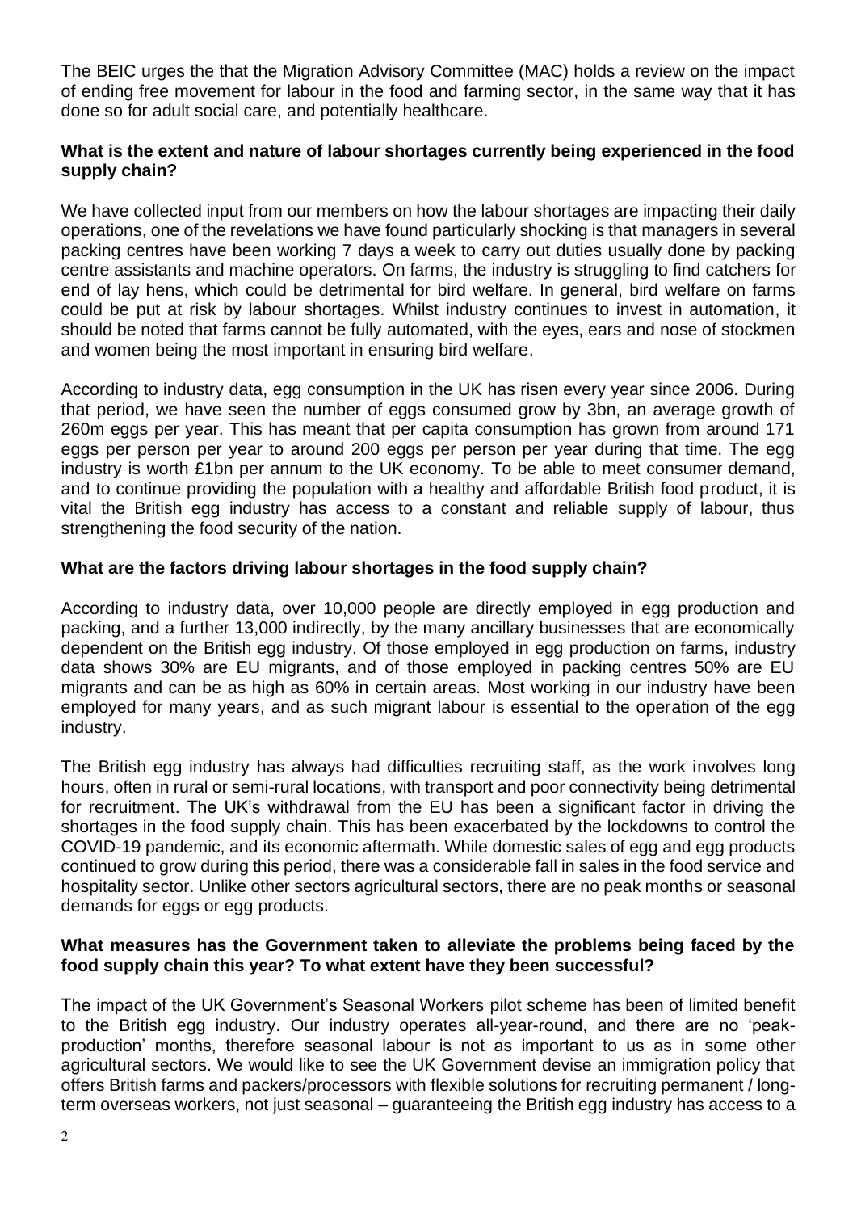The BEIC urges the that the Migration Advisory Committee (MAC) holds a review on the impact of ending free movement for labour in the food and farming sector, in the same way that it has done so for adult social care, and potentially healthcare.

**What is the extent and nature of labour shortages currently being experienced in the food supply chain?**

We have collected input from our members on how the labour shortages are impacting their daily operations, one of the revelations we have found particularly shocking is that managers in several packing centres have been working 7 days a week to carry out duties usually done by packing centre assistants and machine operators. On farms, the industry is struggling to find catchers for end of lay hens, which could be detrimental for bird welfare. In general, bird welfare on farms could be put at risk by labour shortages. Whilst industry continues to invest in automation, it should be noted that farms cannot be fully automated, with the eyes, ears and nose of stockmen and women being the most important in ensuring bird welfare.

According to industry data, egg consumption in the UK has risen every year since 2006. During that period, we have seen the number of eggs consumed grow by 3bn, an average growth of 260m eggs per year. This has meant that per capita consumption has grown from around 171 eggs per person per year to around 200 eggs per person per year during that time. The egg industry is worth £1bn per annum to the UK economy. To be able to meet consumer demand, and to continue providing the population with a healthy and affordable British food product, it is vital the British egg industry has access to a constant and reliable supply of labour, thus strengthening the food security of the nation.

**What are the factors driving labour shortages in the food supply chain?**

According to industry data, over 10,000 people are directly employed in egg production and packing, and a further 13,000 indirectly, by the many ancillary businesses that are economically dependent on the British egg industry. Of those employed in egg production on farms, industry data shows 30% are EU migrants, and of those employed in packing centres 50% are EU migrants and can be as high as 60% in certain areas. Most working in our industry have been employed for many years, and as such migrant labour is essential to the operation of the egg industry.

The British egg industry has always had difficulties recruiting staff, as the work involves long hours, often in rural or semi-rural locations, with transport and poor connectivity being detrimental for recruitment. The UK's withdrawal from the EU has been a significant factor in driving the shortages in the food supply chain. This has been exacerbated by the lockdowns to control the COVID-19 pandemic, and its economic aftermath. While domestic sales of egg and egg products continued to grow during this period, there was a considerable fall in sales in the food service and hospitality sector. Unlike other sectors agricultural sectors, there are no peak months or seasonal demands for eggs or egg products.

**What measures has the Government taken to alleviate the problems being faced by the food supply chain this year? To what extent have they been successful?**

The impact of the UK Government's Seasonal Workers pilot scheme has been of limited benefit to the British egg industry. Our industry operates all-year-round, and there are no 'peak-production' months, therefore seasonal labour is not as important to us as in some other agricultural sectors. We would like to see the UK Government devise an immigration policy that offers British farms and packers/processors with flexible solutions for recruiting permanent / long-term overseas workers, not just seasonal – guaranteeing the British egg industry has access to a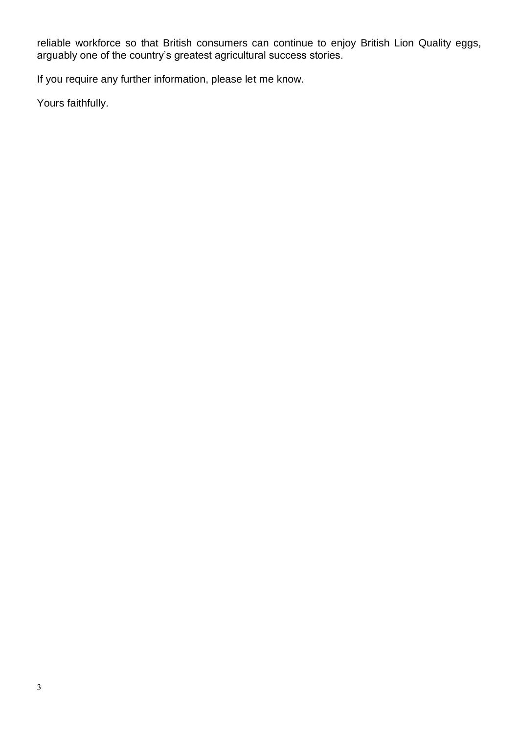reliable workforce so that British consumers can continue to enjoy British Lion Quality eggs, arguably one of the country's greatest agricultural success stories.

If you require any further information, please let me know.

Yours faithfully.